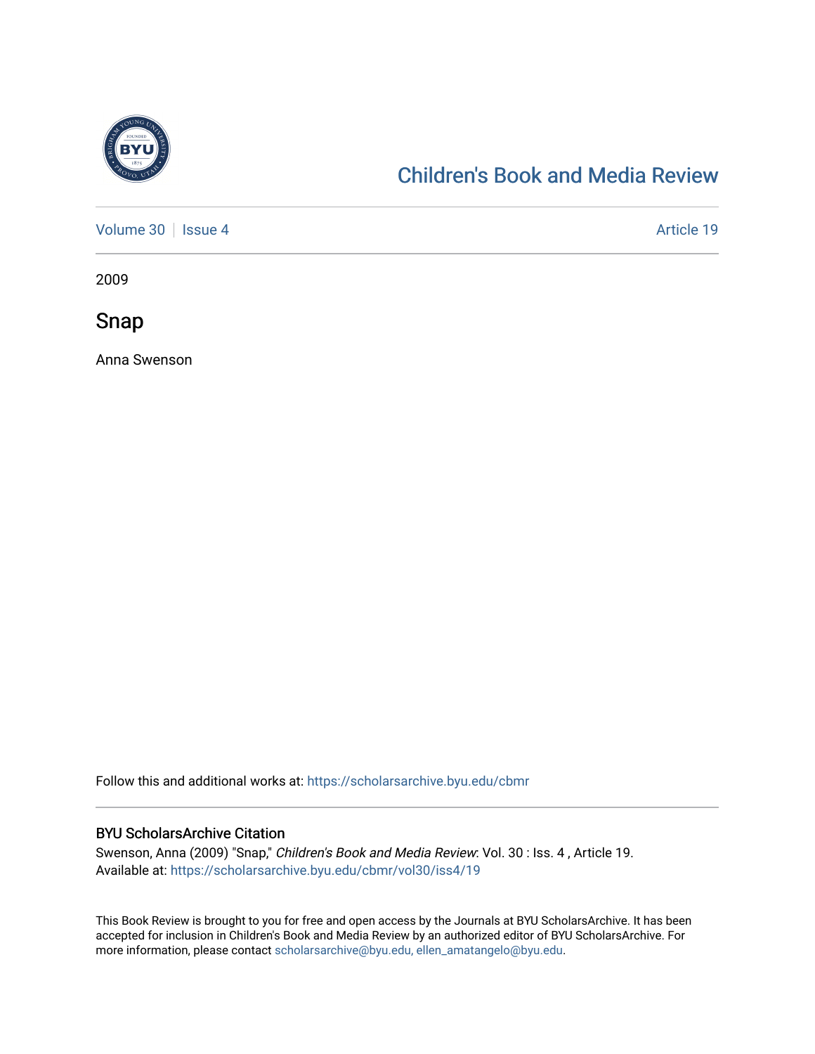# Children's Book and Media Review

Volume 30 | Issue 4 Article 19

2009

## Snap

Anna Swenson

Follow this and additional works at: https://scholarsarchive.byu.edu/cbmr

### BYU ScholarsArchive Citation

Swenson, Anna (2009) "Snap," *Children's Book and Media Review*: Vol. 30 : Iss. 4 , Article 19.
Available at: https://scholarsarchive.byu.edu/cbmr/vol30/iss4/19

This Book Review is brought to you for free and open access by the Journals at BYU ScholarsArchive. It has been accepted for inclusion in Children's Book and Media Review by an authorized editor of BYU ScholarsArchive. For more information, please contact scholarsarchive@byu.edu, ellen_amatangelo@byu.edu.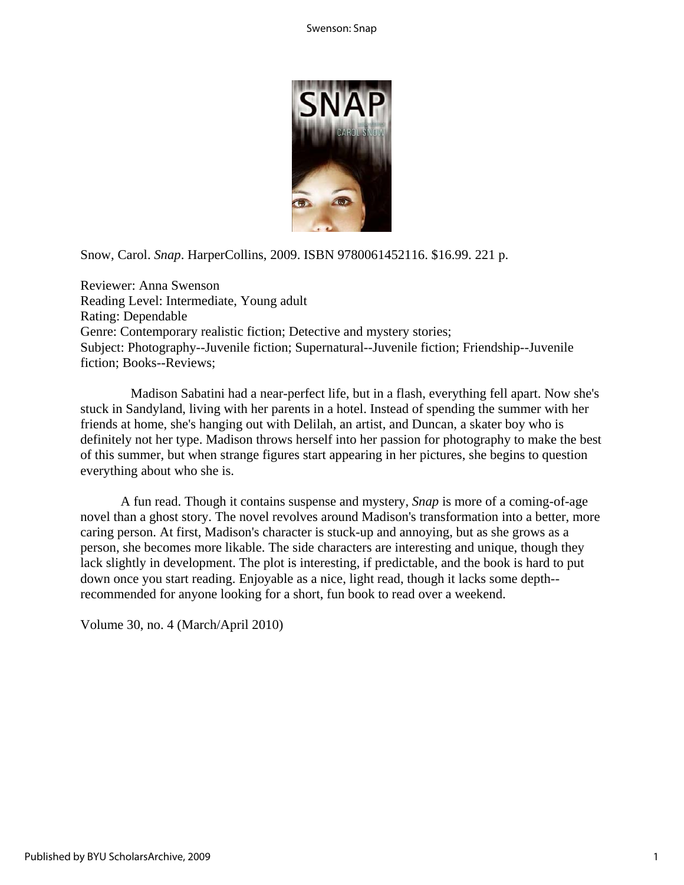Snow, Carol. *Snap*. HarperCollins, 2009. ISBN 9780061452116. $16.99. 221 p.

Reviewer: Anna Swenson
Reading Level: Intermediate, Young adult
Rating: Dependable
Genre: Contemporary realistic fiction; Detective and mystery stories;
Subject: Photography--Juvenile fiction; Supernatural--Juvenile fiction; Friendship--Juvenile fiction; Books--Reviews;

Madison Sabatini had a near-perfect life, but in a flash, everything fell apart. Now she's stuck in Sandyland, living with her parents in a hotel. Instead of spending the summer with her friends at home, she's hanging out with Delilah, an artist, and Duncan, a skater boy who is definitely not her type. Madison throws herself into her passion for photography to make the best of this summer, but when strange figures start appearing in her pictures, she begins to question everything about who she is.

A fun read. Though it contains suspense and mystery, *Snap* is more of a coming-of-age novel than a ghost story. The novel revolves around Madison's transformation into a better, more caring person. At first, Madison's character is stuck-up and annoying, but as she grows as a person, she becomes more likable. The side characters are interesting and unique, though they lack slightly in development. The plot is interesting, if predictable, and the book is hard to put down once you start reading. Enjoyable as a nice, light read, though it lacks some depth--recommended for anyone looking for a short, fun book to read over a weekend.

Volume 30, no. 4 (March/April 2010)